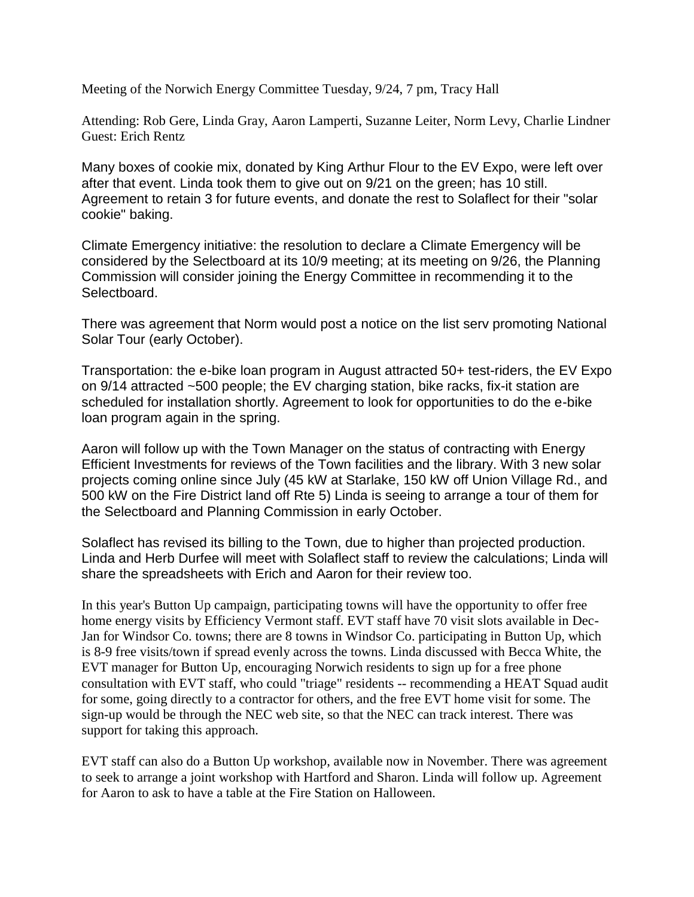Meeting of the Norwich Energy Committee Tuesday, 9/24, 7 pm, Tracy Hall

Attending: Rob Gere, Linda Gray, Aaron Lamperti, Suzanne Leiter, Norm Levy, Charlie Lindner
Guest: Erich Rentz

Many boxes of cookie mix, donated by King Arthur Flour to the EV Expo, were left over after that event. Linda took them to give out on 9/21 on the green; has 10 still. Agreement to retain 3 for future events, and donate the rest to Solaflect for their "solar cookie" baking.

Climate Emergency initiative: the resolution to declare a Climate Emergency will be considered by the Selectboard at its 10/9 meeting; at its meeting on 9/26, the Planning Commission will consider joining the Energy Committee in recommending it to the Selectboard.

There was agreement that Norm would post a notice on the list serv promoting National Solar Tour (early October).

Transportation: the e-bike loan program in August attracted 50+ test-riders, the EV Expo on 9/14 attracted ~500 people; the EV charging station, bike racks, fix-it station are scheduled for installation shortly. Agreement to look for opportunities to do the e-bike loan program again in the spring.

Aaron will follow up with the Town Manager on the status of contracting with Energy Efficient Investments for reviews of the Town facilities and the library. With 3 new solar projects coming online since July (45 kW at Starlake, 150 kW off Union Village Rd., and 500 kW on the Fire District land off Rte 5) Linda is seeing to arrange a tour of them for the Selectboard and Planning Commission in early October.

Solaflect has revised its billing to the Town, due to higher than projected production. Linda and Herb Durfee will meet with Solaflect staff to review the calculations; Linda will share the spreadsheets with Erich and Aaron for their review too.

In this year's Button Up campaign, participating towns will have the opportunity to offer free home energy visits by Efficiency Vermont staff. EVT staff have 70 visit slots available in Dec-Jan for Windsor Co. towns; there are 8 towns in Windsor Co. participating in Button Up, which is 8-9 free visits/town if spread evenly across the towns. Linda discussed with Becca White, the EVT manager for Button Up, encouraging Norwich residents to sign up for a free phone consultation with EVT staff, who could "triage" residents -- recommending a HEAT Squad audit for some, going directly to a contractor for others, and the free EVT home visit for some. The sign-up would be through the NEC web site, so that the NEC can track interest. There was support for taking this approach.

EVT staff can also do a Button Up workshop, available now in November. There was agreement to seek to arrange a joint workshop with Hartford and Sharon. Linda will follow up. Agreement for Aaron to ask to have a table at the Fire Station on Halloween.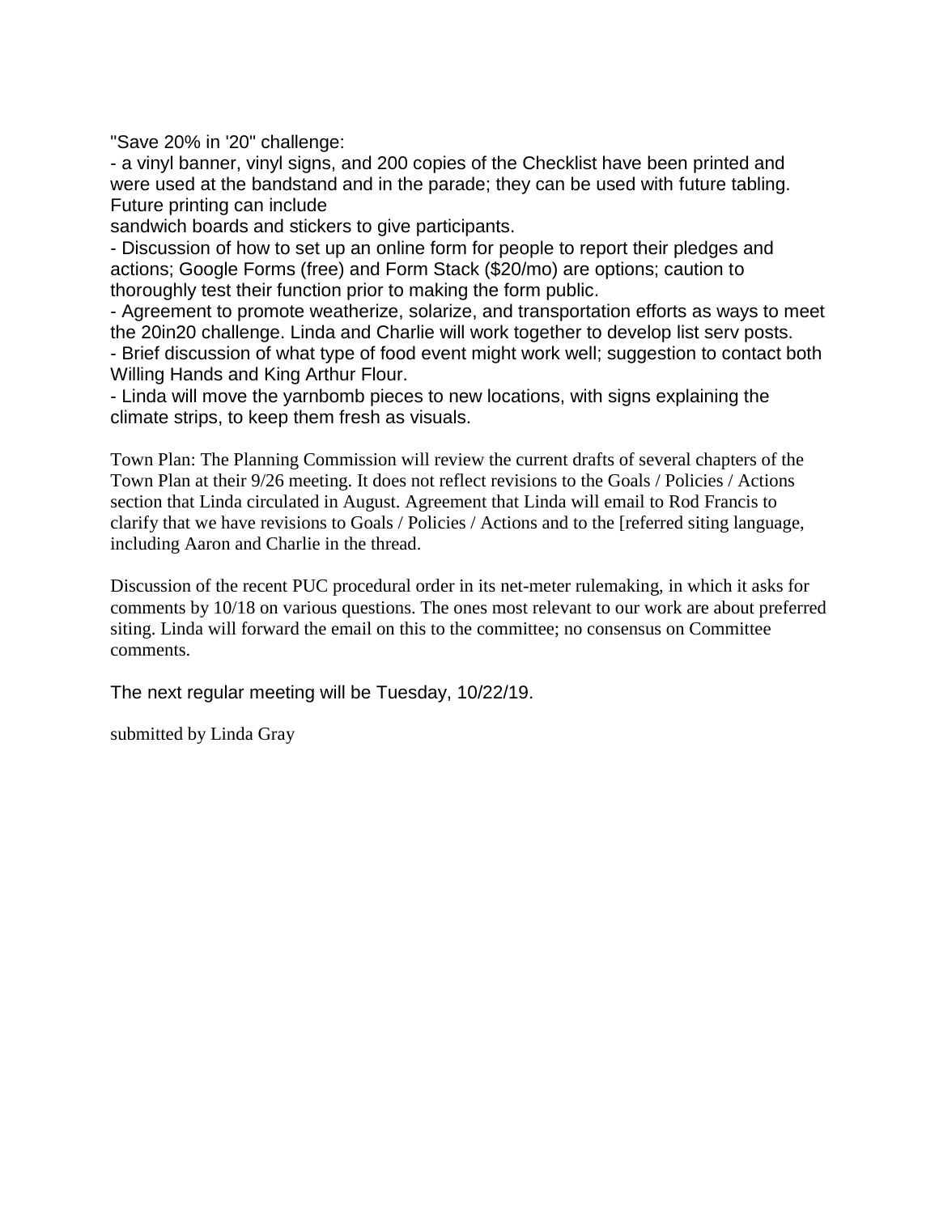"Save 20% in '20" challenge:

- a vinyl banner, vinyl signs, and 200 copies of the Checklist have been printed and were used at the bandstand and in the parade; they can be used with future tabling. Future printing can include sandwich boards and stickers to give participants.
- Discussion of how to set up an online form for people to report their pledges and actions; Google Forms (free) and Form Stack ($20/mo) are options; caution to thoroughly test their function prior to making the form public.
- Agreement to promote weatherize, solarize, and transportation efforts as ways to meet the 20in20 challenge. Linda and Charlie will work together to develop list serv posts.
- Brief discussion of what type of food event might work well; suggestion to contact both Willing Hands and King Arthur Flour.
- Linda will move the yarnbomb pieces to new locations, with signs explaining the climate strips, to keep them fresh as visuals.

Town Plan: The Planning Commission will review the current drafts of several chapters of the Town Plan at their 9/26 meeting. It does not reflect revisions to the Goals / Policies / Actions section that Linda circulated in August. Agreement that Linda will email to Rod Francis to clarify that we have revisions to Goals / Policies / Actions and to the [referred siting language, including Aaron and Charlie in the thread.

Discussion of the recent PUC procedural order in its net-meter rulemaking, in which it asks for comments by 10/18 on various questions. The ones most relevant to our work are about preferred siting. Linda will forward the email on this to the committee; no consensus on Committee comments.

The next regular meeting will be Tuesday, 10/22/19.

submitted by Linda Gray